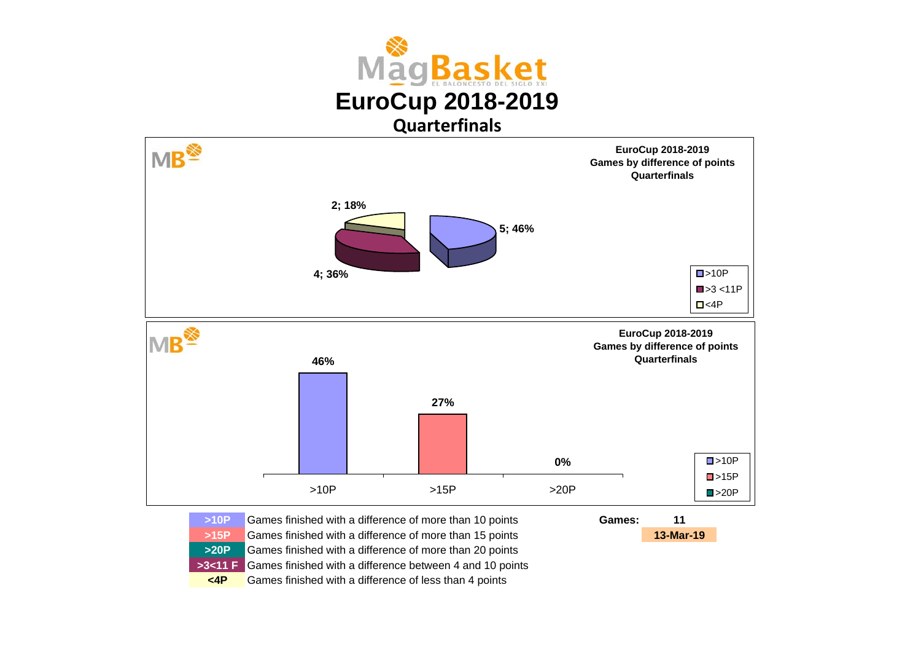# EuroCup 2018-2019

## Quarterfinals

**EuroCup 2018-2019**
**Games by difference of points**
**Quarterfinals**

| Category | Games | % |
|---|---|---|
| >10P | 5 | 46% |
| >3 <11P | 4 | 36% |
| <4P | 2 | 18% |

**EuroCup 2018-2019**
**Games by difference of points**
**Quarterfinals**

| Category | % |
|---|---|
| >10P | 46% |
| >15P | 27% |
| >20P | 0% |

| Code | Description |
|---|---|
| >10P | Games finished with a difference of more than 10 points |
| >15P | Games finished with a difference of more than 15 points |
| >20P | Games finished with a difference of more than 20 points |
| >3<11 F | Games finished with a difference between 4 and 10 points |
| <4P | Games finished with a difference of less than 4 points |

**Games:** **11**

**13-Mar-19**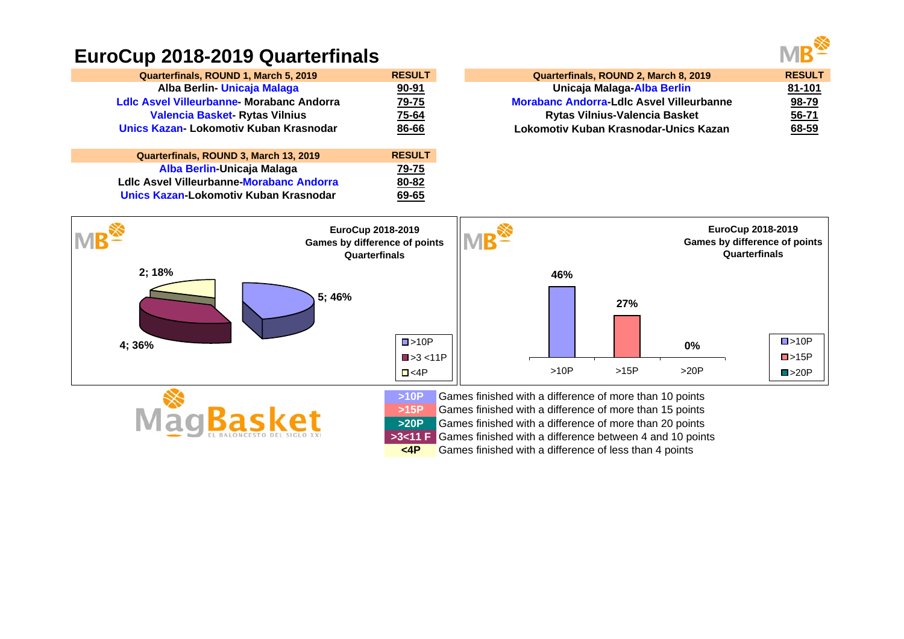# EuroCup 2018-2019 Quarterfinals

| Quarterfinals, ROUND 1, March 5, 2019 | RESULT |
|---|---|
| Alba Berlin- Unicaja Malaga | 90-91 |
| Ldlc Asvel Villeurbanne- Morabanc Andorra | 79-75 |
| Valencia Basket- Rytas Vilnius | 75-64 |
| Unics Kazan- Lokomotiv Kuban Krasnodar | 86-66 |

| Quarterfinals, ROUND 2, March 8, 2019 | RESULT |
|---|---|
| Unicaja Malaga-Alba Berlin | 81-101 |
| Morabanc Andorra-Ldlc Asvel Villeurbanne | 98-79 |
| Rytas Vilnius-Valencia Basket | 56-71 |
| Lokomotiv Kuban Krasnodar-Unics Kazan | 68-59 |

| Quarterfinals, ROUND 3, March 13, 2019 | RESULT |
|---|---|
| Alba Berlin-Unicaja Malaga | 79-75 |
| Ldlc Asvel Villeurbanne-Morabanc Andorra | 80-82 |
| Unics Kazan-Lokomotiv Kuban Krasnodar | 69-65 |

EuroCup 2018-2019
Games by difference of points
Quarterfinals

2; 18%
5; 46%
4; 36%

>10P
>3 <11P
<4P

EuroCup 2018-2019
Games by difference of points
Quarterfinals

46%
27%
0%

>10P
>15P
>20P

| | |
|---|---|
| >10P | Games finished with a difference of more than 10 points |
| >15P | Games finished with a difference of more than 15 points |
| >20P | Games finished with a difference of more than 20 points |
| >3<11 F | Games finished with a difference between 4 and 10 points |
| <4P | Games finished with a difference of less than 4 points |